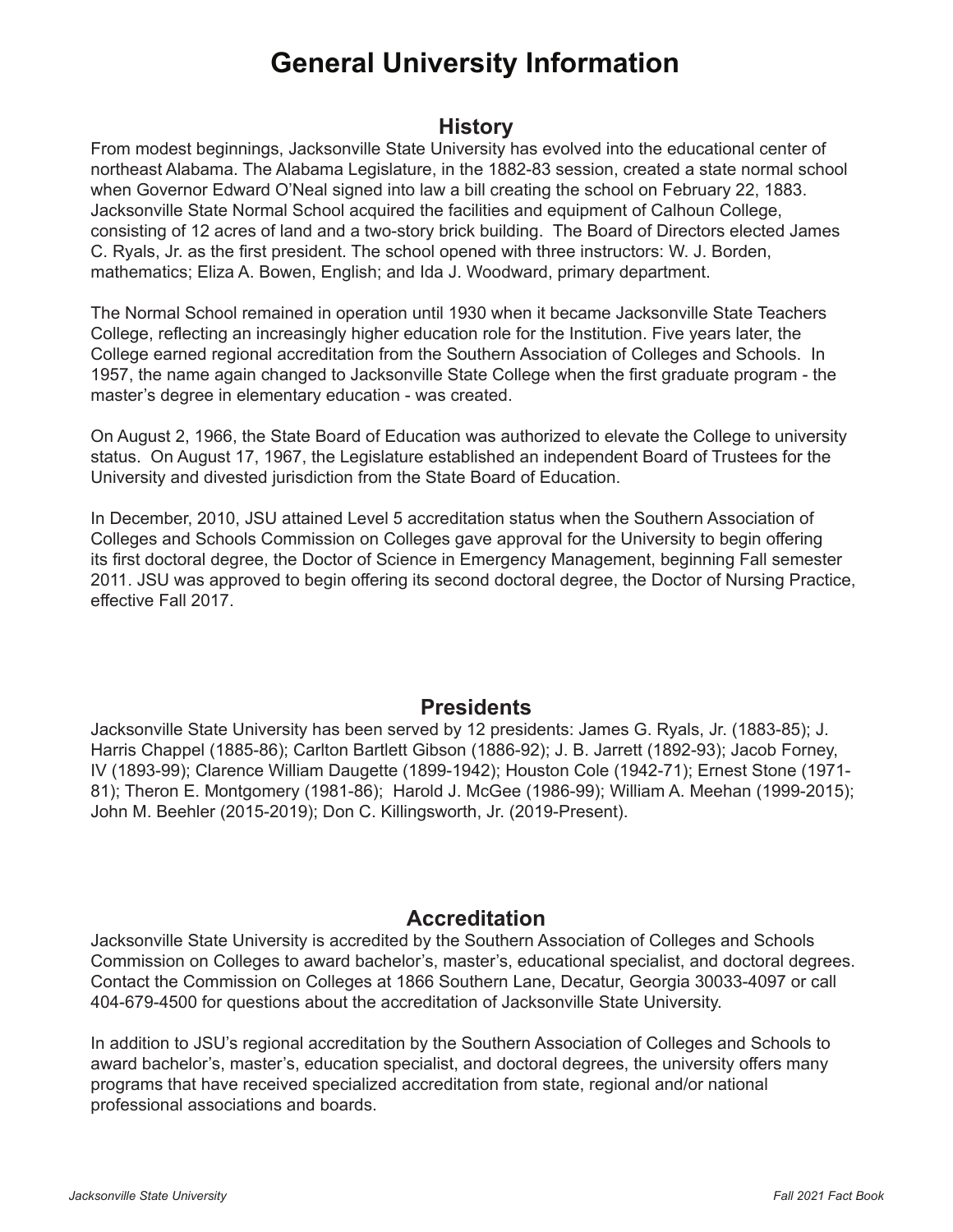# General University Information

## History

From modest beginnings, Jacksonville State University has evolved into the educational center of northeast Alabama. The Alabama Legislature, in the 1882-83 session, created a state normal school when Governor Edward O'Neal signed into law a bill creating the school on February 22, 1883. Jacksonville State Normal School acquired the facilities and equipment of Calhoun College, consisting of 12 acres of land and a two-story brick building. The Board of Directors elected James C. Ryals, Jr. as the first president. The school opened with three instructors: W. J. Borden, mathematics; Eliza A. Bowen, English; and Ida J. Woodward, primary department.

The Normal School remained in operation until 1930 when it became Jacksonville State Teachers College, reflecting an increasingly higher education role for the Institution. Five years later, the College earned regional accreditation from the Southern Association of Colleges and Schools. In 1957, the name again changed to Jacksonville State College when the first graduate program - the master's degree in elementary education - was created.

On August 2, 1966, the State Board of Education was authorized to elevate the College to university status. On August 17, 1967, the Legislature established an independent Board of Trustees for the University and divested jurisdiction from the State Board of Education.

In December, 2010, JSU attained Level 5 accreditation status when the Southern Association of Colleges and Schools Commission on Colleges gave approval for the University to begin offering its first doctoral degree, the Doctor of Science in Emergency Management, beginning Fall semester 2011. JSU was approved to begin offering its second doctoral degree, the Doctor of Nursing Practice, effective Fall 2017.

## Presidents

Jacksonville State University has been served by 12 presidents: James G. Ryals, Jr. (1883-85); J. Harris Chappel (1885-86); Carlton Bartlett Gibson (1886-92); J. B. Jarrett (1892-93); Jacob Forney, IV (1893-99); Clarence William Daugette (1899-1942); Houston Cole (1942-71); Ernest Stone (1971-81); Theron E. Montgomery (1981-86); Harold J. McGee (1986-99); William A. Meehan (1999-2015); John M. Beehler (2015-2019); Don C. Killingsworth, Jr. (2019-Present).

## Accreditation

Jacksonville State University is accredited by the Southern Association of Colleges and Schools Commission on Colleges to award bachelor's, master's, educational specialist, and doctoral degrees. Contact the Commission on Colleges at 1866 Southern Lane, Decatur, Georgia 30033-4097 or call 404-679-4500 for questions about the accreditation of Jacksonville State University.

In addition to JSU's regional accreditation by the Southern Association of Colleges and Schools to award bachelor's, master's, education specialist, and doctoral degrees, the university offers many programs that have received specialized accreditation from state, regional and/or national professional associations and boards.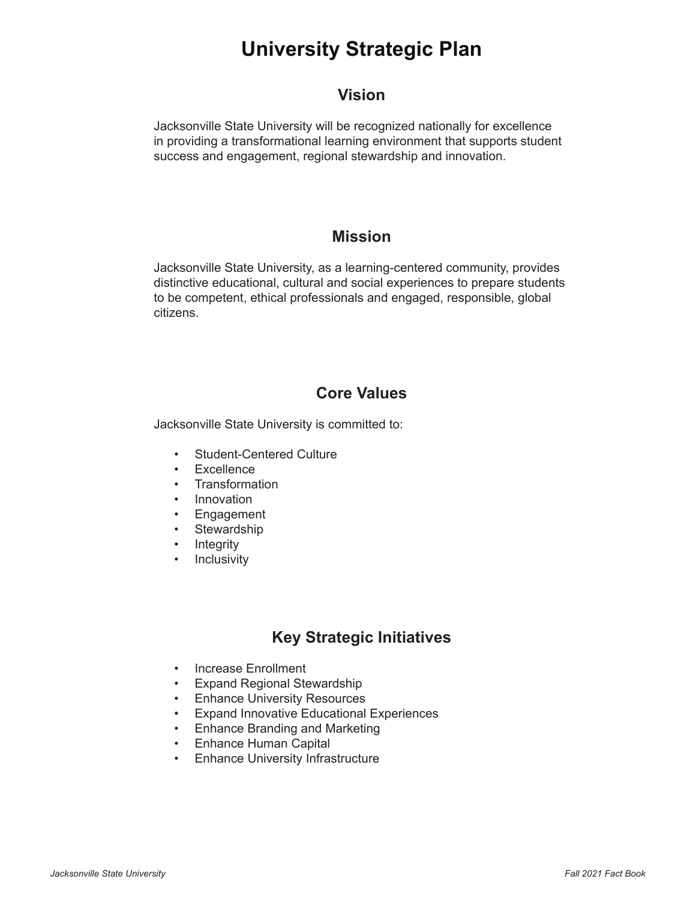# University Strategic Plan

## Vision

Jacksonville State University will be recognized nationally for excellence in providing a transformational learning environment that supports student success and engagement, regional stewardship and innovation.

## Mission

Jacksonville State University, as a learning-centered community, provides distinctive educational, cultural and social experiences to prepare students to be competent, ethical professionals and engaged, responsible, global citizens.

## Core Values

Jacksonville State University is committed to:

- Student-Centered Culture
- Excellence
- Transformation
- Innovation
- Engagement
- Stewardship
- Integrity
- Inclusivity

## Key Strategic Initiatives

- Increase Enrollment
- Expand Regional Stewardship
- Enhance University Resources
- Expand Innovative Educational Experiences
- Enhance Branding and Marketing
- Enhance Human Capital
- Enhance University Infrastructure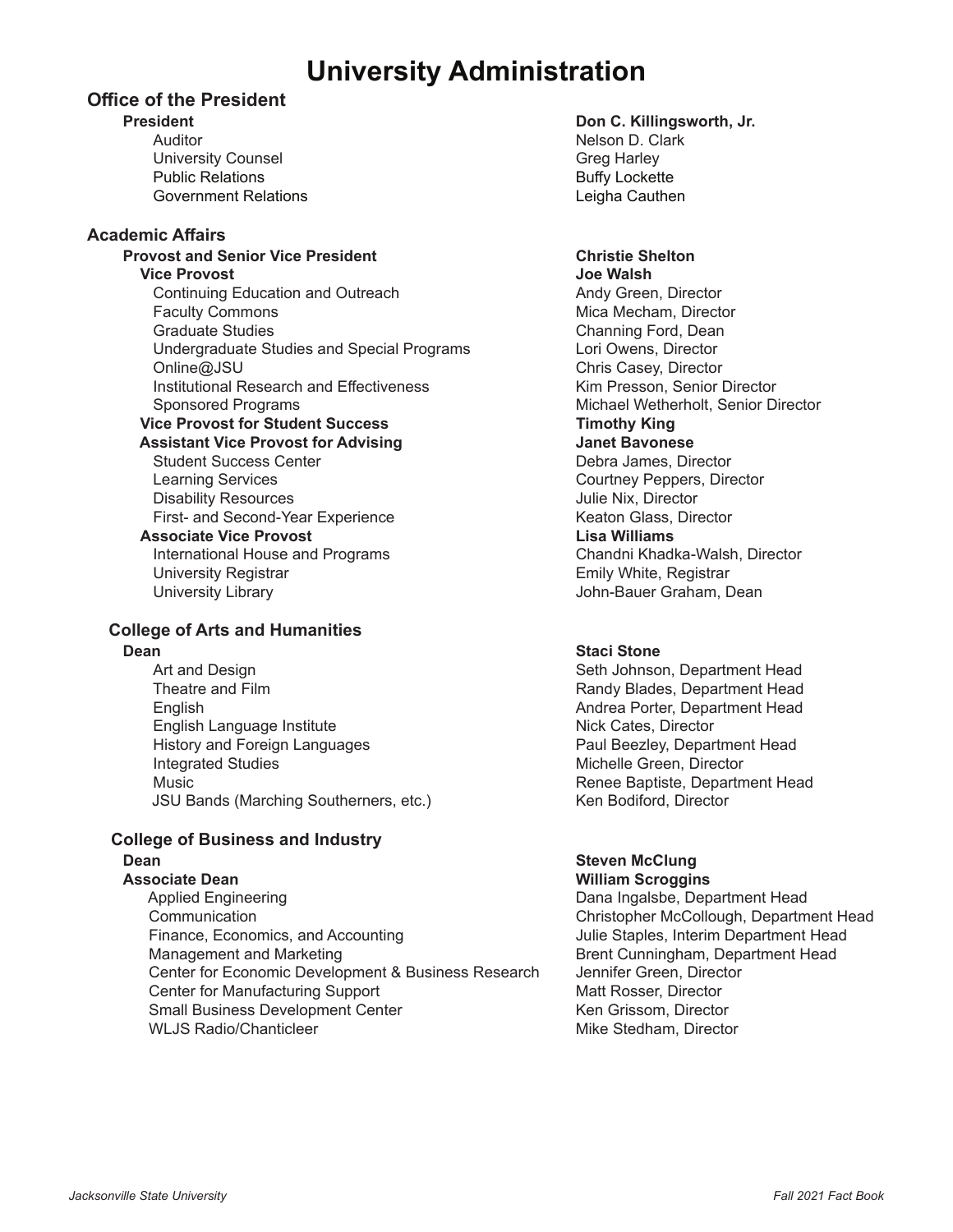# University Administration

## Office of the President

| | |
|---|---|
| **President** | **Don C. Killingsworth, Jr.** |
| Auditor | Nelson D. Clark |
| University Counsel | Greg Harley |
| Public Relations | Buffy Lockette |
| Government Relations | Leigha Cauthen |

## Academic Affairs

| | |
|---|---|
| **Provost and Senior Vice President** | **Christie Shelton** |
| **Vice Provost** | **Joe Walsh** |
| Continuing Education and Outreach | Andy Green, Director |
| Faculty Commons | Mica Mecham, Director |
| Graduate Studies | Channing Ford, Dean |
| Undergraduate Studies and Special Programs | Lori Owens, Director |
| Online@JSU | Chris Casey, Director |
| Institutional Research and Effectiveness | Kim Presson, Senior Director |
| Sponsored Programs | Michael Wetherholt, Senior Director |
| **Vice Provost for Student Success** | **Timothy King** |
| **Assistant Vice Provost for Advising** | **Janet Bavonese** |
| Student Success Center | Debra James, Director |
| Learning Services | Courtney Peppers, Director |
| Disability Resources | Julie Nix, Director |
| First- and Second-Year Experience | Keaton Glass, Director |
| **Associate Vice Provost** | **Lisa Williams** |
| International House and Programs | Chandni Khadka-Walsh, Director |
| University Registrar | Emily White, Registrar |
| University Library | John-Bauer Graham, Dean |

### College of Arts and Humanities

| | |
|---|---|
| **Dean** | **Staci Stone** |
| Art and Design | Seth Johnson, Department Head |
| Theatre and Film | Randy Blades, Department Head |
| English | Andrea Porter, Department Head |
| English Language Institute | Nick Cates, Director |
| History and Foreign Languages | Paul Beezley, Department Head |
| Integrated Studies | Michelle Green, Director |
| Music | Renee Baptiste, Department Head |
| JSU Bands (Marching Southerners, etc.) | Ken Bodiford, Director |

### College of Business and Industry

| | |
|---|---|
| **Dean** | **Steven McClung** |
| **Associate Dean** | **William Scroggins** |
| Applied Engineering | Dana Ingalsbe, Department Head |
| Communication | Christopher McCollough, Department Head |
| Finance, Economics, and Accounting | Julie Staples, Interim Department Head |
| Management and Marketing | Brent Cunningham, Department Head |
| Center for Economic Development & Business Research | Jennifer Green, Director |
| Center for Manufacturing Support | Matt Rosser, Director |
| Small Business Development Center | Ken Grissom, Director |
| WLJS Radio/Chanticleer | Mike Stedham, Director |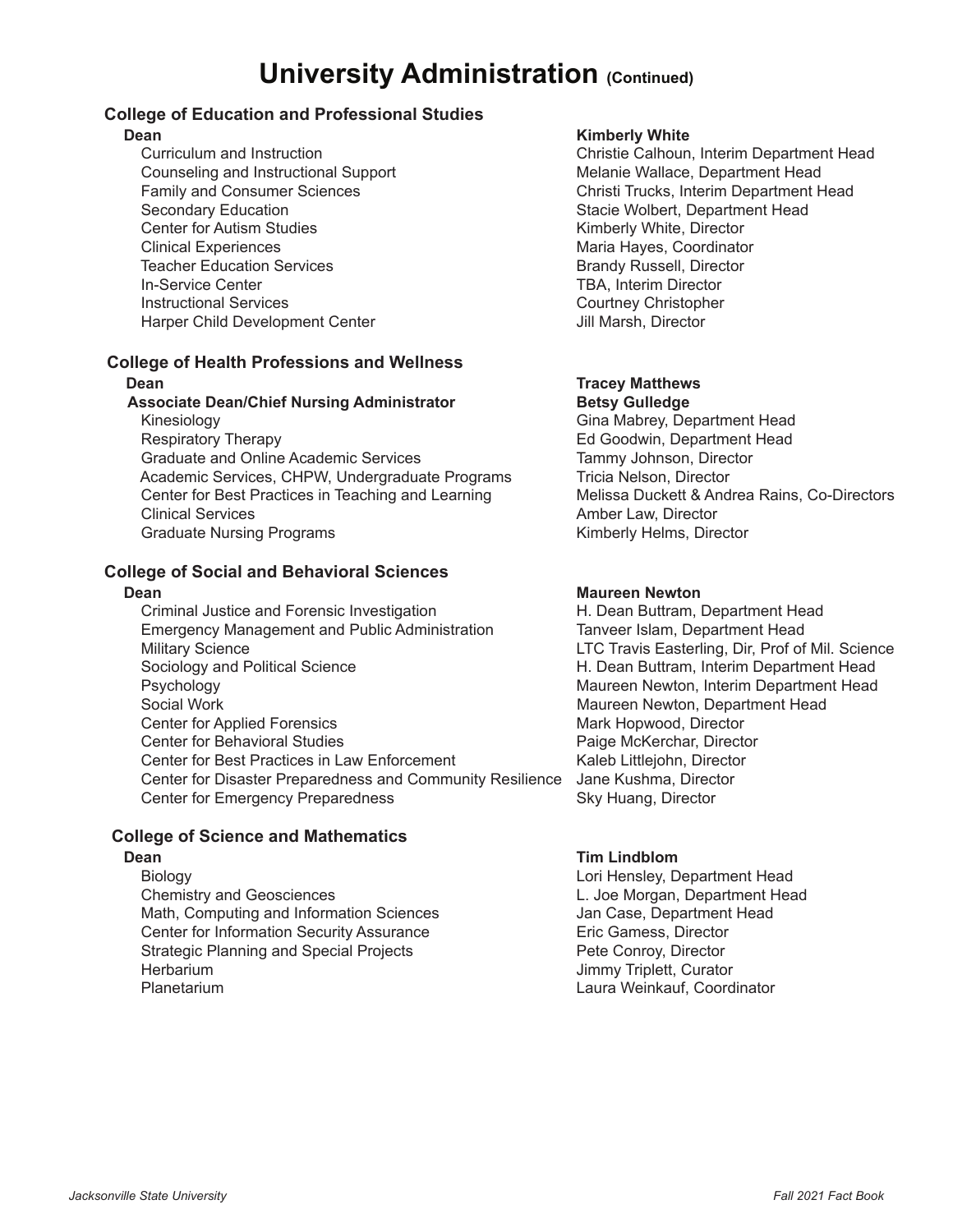# University Administration (Continued)

## College of Education and Professional Studies

| | |
|---|---|
| **Dean** | **Kimberly White** |
| Curriculum and Instruction | Christie Calhoun, Interim Department Head |
| Counseling and Instructional Support | Melanie Wallace, Department Head |
| Family and Consumer Sciences | Christi Trucks, Interim Department Head |
| Secondary Education | Stacie Wolbert, Department Head |
| Center for Autism Studies | Kimberly White, Director |
| Clinical Experiences | Maria Hayes, Coordinator |
| Teacher Education Services | Brandy Russell, Director |
| In-Service Center | TBA, Interim Director |
| Instructional Services | Courtney Christopher |
| Harper Child Development Center | Jill Marsh, Director |

## College of Health Professions and Wellness

| | |
|---|---|
| **Dean** | **Tracey Matthews** |
| **Associate Dean/Chief Nursing Administrator** | **Betsy Gulledge** |
| Kinesiology | Gina Mabrey, Department Head |
| Respiratory Therapy | Ed Goodwin, Department Head |
| Graduate and Online Academic Services | Tammy Johnson, Director |
| Academic Services, CHPW, Undergraduate Programs | Tricia Nelson, Director |
| Center for Best Practices in Teaching and Learning | Melissa Duckett & Andrea Rains, Co-Directors |
| Clinical Services | Amber Law, Director |
| Graduate Nursing Programs | Kimberly Helms, Director |

## College of Social and Behavioral Sciences

| | |
|---|---|
| **Dean** | **Maureen Newton** |
| Criminal Justice and Forensic Investigation | H. Dean Buttram, Department Head |
| Emergency Management and Public Administration | Tanveer Islam, Department Head |
| Military Science | LTC Travis Easterling, Dir, Prof of Mil. Science |
| Sociology and Political Science | H. Dean Buttram, Interim Department Head |
| Psychology | Maureen Newton, Interim Department Head |
| Social Work | Maureen Newton, Department Head |
| Center for Applied Forensics | Mark Hopwood, Director |
| Center for Behavioral Studies | Paige McKerchar, Director |
| Center for Best Practices in Law Enforcement | Kaleb Littlejohn, Director |
| Center for Disaster Preparedness and Community Resilience | Jane Kushma, Director |
| Center for Emergency Preparedness | Sky Huang, Director |

## College of Science and Mathematics

| | |
|---|---|
| **Dean** | **Tim Lindblom** |
| Biology | Lori Hensley, Department Head |
| Chemistry and Geosciences | L. Joe Morgan, Department Head |
| Math, Computing and Information Sciences | Jan Case, Department Head |
| Center for Information Security Assurance | Eric Gamess, Director |
| Strategic Planning and Special Projects | Pete Conroy, Director |
| Herbarium | Jimmy Triplett, Curator |
| Planetarium | Laura Weinkauf, Coordinator |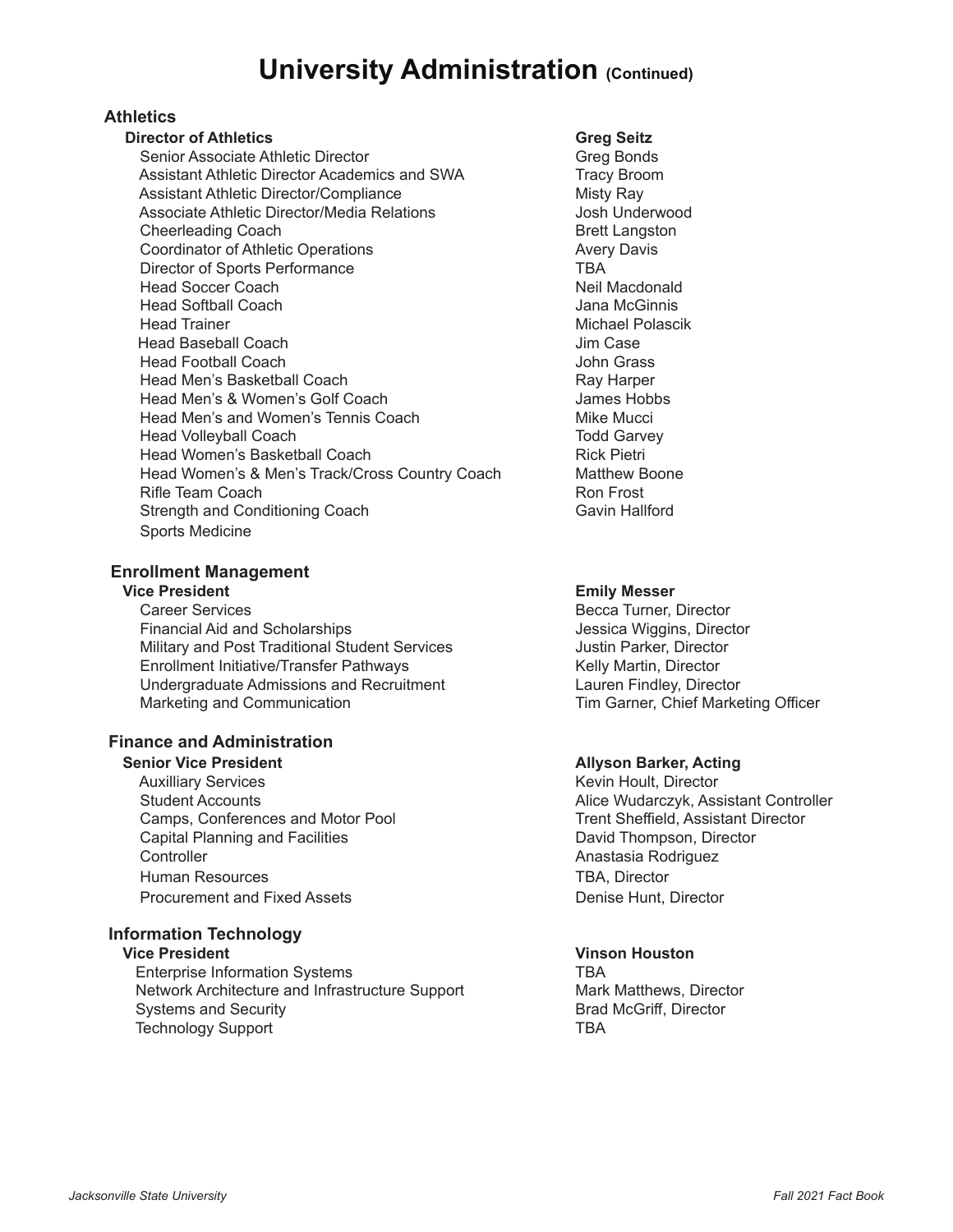# University Administration (Continued)

## Athletics

| | |
|---|---|
| **Director of Athletics** | **Greg Seitz** |
| Senior Associate Athletic Director | Greg Bonds |
| Assistant Athletic Director Academics and SWA | Tracy Broom |
| Assistant Athletic Director/Compliance | Misty Ray |
| Associate Athletic Director/Media Relations | Josh Underwood |
| Cheerleading Coach | Brett Langston |
| Coordinator of Athletic Operations | Avery Davis |
| Director of Sports Performance | TBA |
| Head Soccer Coach | Neil Macdonald |
| Head Softball Coach | Jana McGinnis |
| Head Trainer | Michael Polascik |
| Head Baseball Coach | Jim Case |
| Head Football Coach | John Grass |
| Head Men's Basketball Coach | Ray Harper |
| Head Men's & Women's Golf Coach | James Hobbs |
| Head Men's and Women's Tennis Coach | Mike Mucci |
| Head Volleyball Coach | Todd Garvey |
| Head Women's Basketball Coach | Rick Pietri |
| Head Women's & Men's Track/Cross Country Coach | Matthew Boone |
| Rifle Team Coach | Ron Frost |
| Strength and Conditioning Coach | Gavin Hallford |
| Sports Medicine | |

## Enrollment Management

| | |
|---|---|
| **Vice President** | **Emily Messer** |
| Career Services | Becca Turner, Director |
| Financial Aid and Scholarships | Jessica Wiggins, Director |
| Military and Post Traditional Student Services | Justin Parker, Director |
| Enrollment Initiative/Transfer Pathways | Kelly Martin, Director |
| Undergraduate Admissions and Recruitment | Lauren Findley, Director |
| Marketing and Communication | Tim Garner, Chief Marketing Officer |

## Finance and Administration

| | |
|---|---|
| **Senior Vice President** | **Allyson Barker, Acting** |
| Auxilliary Services | Kevin Hoult, Director |
| Student Accounts | Alice Wudarczyk, Assistant Controller |
| Camps, Conferences and Motor Pool | Trent Sheffield, Assistant Director |
| Capital Planning and Facilities | David Thompson, Director |
| Controller | Anastasia Rodriguez |
| Human Resources | TBA, Director |
| Procurement and Fixed Assets | Denise Hunt, Director |

## Information Technology

| | |
|---|---|
| **Vice President** | **Vinson Houston** |
| Enterprise Information Systems | TBA |
| Network Architecture and Infrastructure Support | Mark Matthews, Director |
| Systems and Security | Brad McGriff, Director |
| Technology Support | TBA |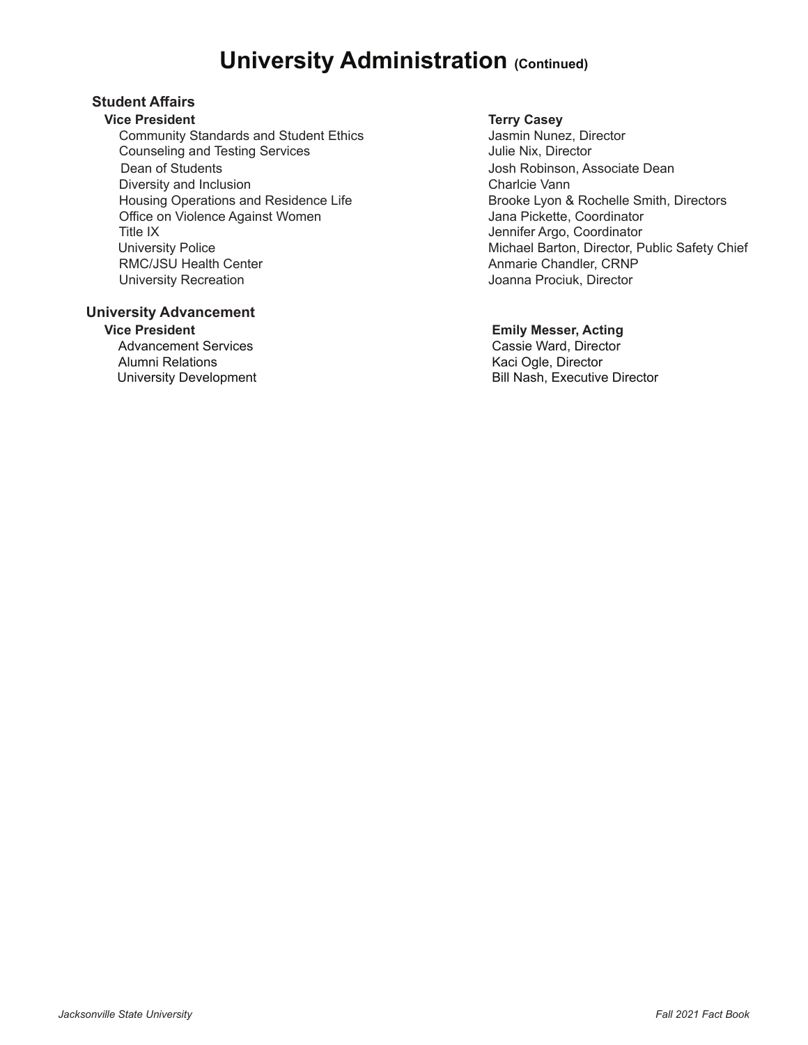# University Administration (Continued)

## Student Affairs

| | |
|---|---|
| **Vice President** | **Terry Casey** |
| Community Standards and Student Ethics | Jasmin Nunez, Director |
| Counseling and Testing Services | Julie Nix, Director |
| Dean of Students | Josh Robinson, Associate Dean |
| Diversity and Inclusion | Charlcie Vann |
| Housing Operations and Residence Life | Brooke Lyon & Rochelle Smith, Directors |
| Office on Violence Against Women | Jana Pickette, Coordinator |
| Title IX | Jennifer Argo, Coordinator |
| University Police | Michael Barton, Director, Public Safety Chief |
| RMC/JSU Health Center | Anmarie Chandler, CRNP |
| University Recreation | Joanna Prociuk, Director |

## University Advancement

| | |
|---|---|
| **Vice President** | **Emily Messer, Acting** |
| Advancement Services | Cassie Ward, Director |
| Alumni Relations | Kaci Ogle, Director |
| University Development | Bill Nash, Executive Director |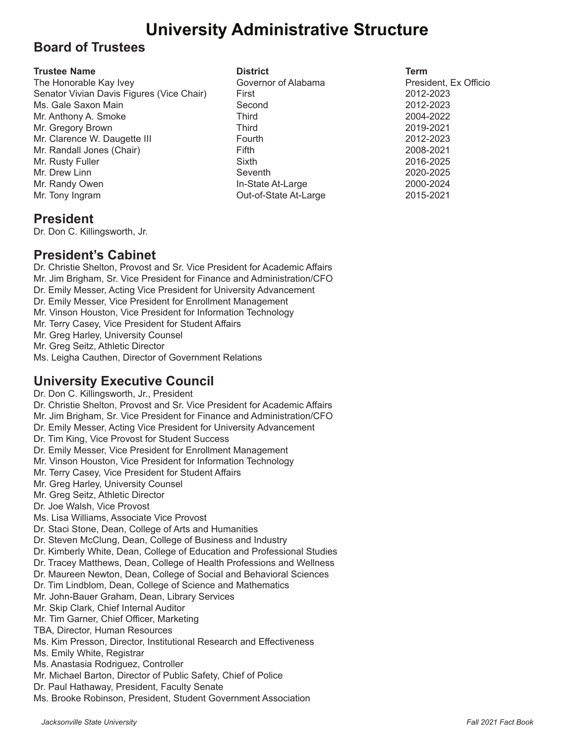# University Administrative Structure

## Board of Trustees

| Trustee Name | District | Term |
|---|---|---|
| The Honorable Kay Ivey | Governor of Alabama | President, Ex Officio |
| Senator Vivian Davis Figures (Vice Chair) | First | 2012-2023 |
| Ms. Gale Saxon Main | Second | 2012-2023 |
| Mr. Anthony A. Smoke | Third | 2004-2022 |
| Mr. Gregory Brown | Third | 2019-2021 |
| Mr. Clarence W. Daugette III | Fourth | 2012-2023 |
| Mr. Randall Jones (Chair) | Fifth | 2008-2021 |
| Mr. Rusty Fuller | Sixth | 2016-2025 |
| Mr. Drew Linn | Seventh | 2020-2025 |
| Mr. Randy Owen | In-State At-Large | 2000-2024 |
| Mr. Tony Ingram | Out-of-State At-Large | 2015-2021 |

## President

Dr. Don C. Killingsworth, Jr.

## President's Cabinet

Dr. Christie Shelton, Provost and Sr. Vice President for Academic Affairs
Mr. Jim Brigham, Sr. Vice President for Finance and Administration/CFO
Dr. Emily Messer, Acting Vice President for University Advancement
Dr. Emily Messer, Vice President for Enrollment Management
Mr. Vinson Houston, Vice President for Information Technology
Mr. Terry Casey, Vice President for Student Affairs
Mr. Greg Harley, University Counsel
Mr. Greg Seitz, Athletic Director
Ms. Leigha Cauthen, Director of Government Relations

## University Executive Council

Dr. Don C. Killingsworth, Jr., President
Dr. Christie Shelton, Provost and Sr. Vice President for Academic Affairs
Mr. Jim Brigham, Sr. Vice President for Finance and Administration/CFO
Dr. Emily Messer, Acting Vice President for University Advancement
Dr. Tim King, Vice Provost for Student Success
Dr. Emily Messer, Vice President for Enrollment Management
Mr. Vinson Houston, Vice President for Information Technology
Mr. Terry Casey, Vice President for Student Affairs
Mr. Greg Harley, University Counsel
Mr. Greg Seitz, Athletic Director
Dr. Joe Walsh, Vice Provost
Ms. Lisa Williams, Associate Vice Provost
Dr. Staci Stone, Dean, College of Arts and Humanities
Dr. Steven McClung, Dean, College of Business and Industry
Dr. Kimberly White, Dean, College of Education and Professional Studies
Dr. Tracey Matthews, Dean, College of Health Professions and Wellness
Dr. Maureen Newton, Dean, College of Social and Behavioral Sciences
Dr. Tim Lindblom, Dean, College of Science and Mathematics
Mr. John-Bauer Graham, Dean, Library Services
Mr. Skip Clark, Chief Internal Auditor
Mr. Tim Garner, Chief Officer, Marketing
TBA, Director, Human Resources
Ms. Kim Presson, Director, Institutional Research and Effectiveness
Ms. Emily White, Registrar
Ms. Anastasia Rodriguez, Controller
Mr. Michael Barton, Director of Public Safety, Chief of Police
Dr. Paul Hathaway, President, Faculty Senate
Ms. Brooke Robinson, President, Student Government Association